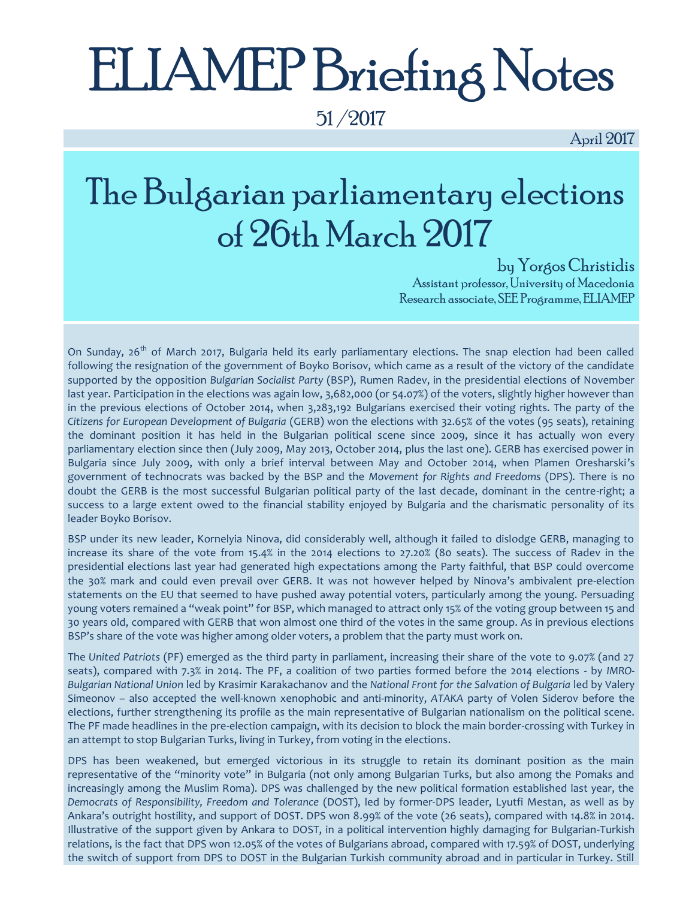# ELIAMEP Briefing Notes

51 / 2017

April 2017

# The Bulgarian parliamentary elections of 26th March 2017

by Yorgos Christidis

Assistant professor, University of Macedonia

Research associate, SEE Programme, ELIAMEP

On Sunday, 26th of March 2017, Bulgaria held its early parliamentary elections. The snap election had been called following the resignation of the government of Boyko Borisov, which came as a result of the victory of the candidate supported by the opposition *Bulgarian Socialist Party* (BSP), Rumen Radev, in the presidential elections of November last year. Participation in the elections was again low, 3,682,000 (or 54.07%) of the voters, slightly higher however than in the previous elections of October 2014, when 3,283,192 Bulgarians exercised their voting rights. The party of the *Citizens for European Development of Bulgaria* (GERB) won the elections with 32.65% of the votes (95 seats), retaining the dominant position it has held in the Bulgarian political scene since 2009, since it has actually won every parliamentary election since then (July 2009, May 2013, October 2014, plus the last one). GERB has exercised power in Bulgaria since July 2009, with only a brief interval between May and October 2014, when Plamen Oresharski's government of technocrats was backed by the BSP and the *Movement for Rights and Freedoms* (DPS). There is no doubt the GERB is the most successful Bulgarian political party of the last decade, dominant in the centre-right; a success to a large extent owed to the financial stability enjoyed by Bulgaria and the charismatic personality of its leader Boyko Borisov.

BSP under its new leader, Kornelyia Ninova, did considerably well, although it failed to dislodge GERB, managing to increase its share of the vote from 15.4% in the 2014 elections to 27.20% (80 seats). The success of Radev in the presidential elections last year had generated high expectations among the Party faithful, that BSP could overcome the 30% mark and could even prevail over GERB. It was not however helped by Ninova's ambivalent pre-election statements on the EU that seemed to have pushed away potential voters, particularly among the young. Persuading young voters remained a "weak point" for BSP, which managed to attract only 15% of the voting group between 15 and 30 years old, compared with GERB that won almost one third of the votes in the same group. As in previous elections BSP's share of the vote was higher among older voters, a problem that the party must work on.

The *United Patriots* (PF) emerged as the third party in parliament, increasing their share of the vote to 9.07% (and 27 seats), compared with 7.3% in 2014. The PF, a coalition of two parties formed before the 2014 elections - by *IMRO-Bulgarian National Union* led by Krasimir Karakachanov and the *National Front for the Salvation of Bulgaria* led by Valery Simeonov – also accepted the well-known xenophobic and anti-minority, *ATAKA* party of Volen Siderov before the elections, further strengthening its profile as the main representative of Bulgarian nationalism on the political scene. The PF made headlines in the pre-election campaign, with its decision to block the main border-crossing with Turkey in an attempt to stop Bulgarian Turks, living in Turkey, from voting in the elections.

DPS has been weakened, but emerged victorious in its struggle to retain its dominant position as the main representative of the "minority vote" in Bulgaria (not only among Bulgarian Turks, but also among the Pomaks and increasingly among the Muslim Roma). DPS was challenged by the new political formation established last year, the *Democrats of Responsibility, Freedom and Tolerance* (DOST), led by former-DPS leader, Lyutfi Mestan, as well as by Ankara's outright hostility, and support of DOST. DPS won 8.99% of the vote (26 seats), compared with 14.8% in 2014. Illustrative of the support given by Ankara to DOST, in a political intervention highly damaging for Bulgarian-Turkish relations, is the fact that DPS won 12.05% of the votes of Bulgarians abroad, compared with 17.59% of DOST, underlying the switch of support from DPS to DOST in the Bulgarian Turkish community abroad and in particular in Turkey. Still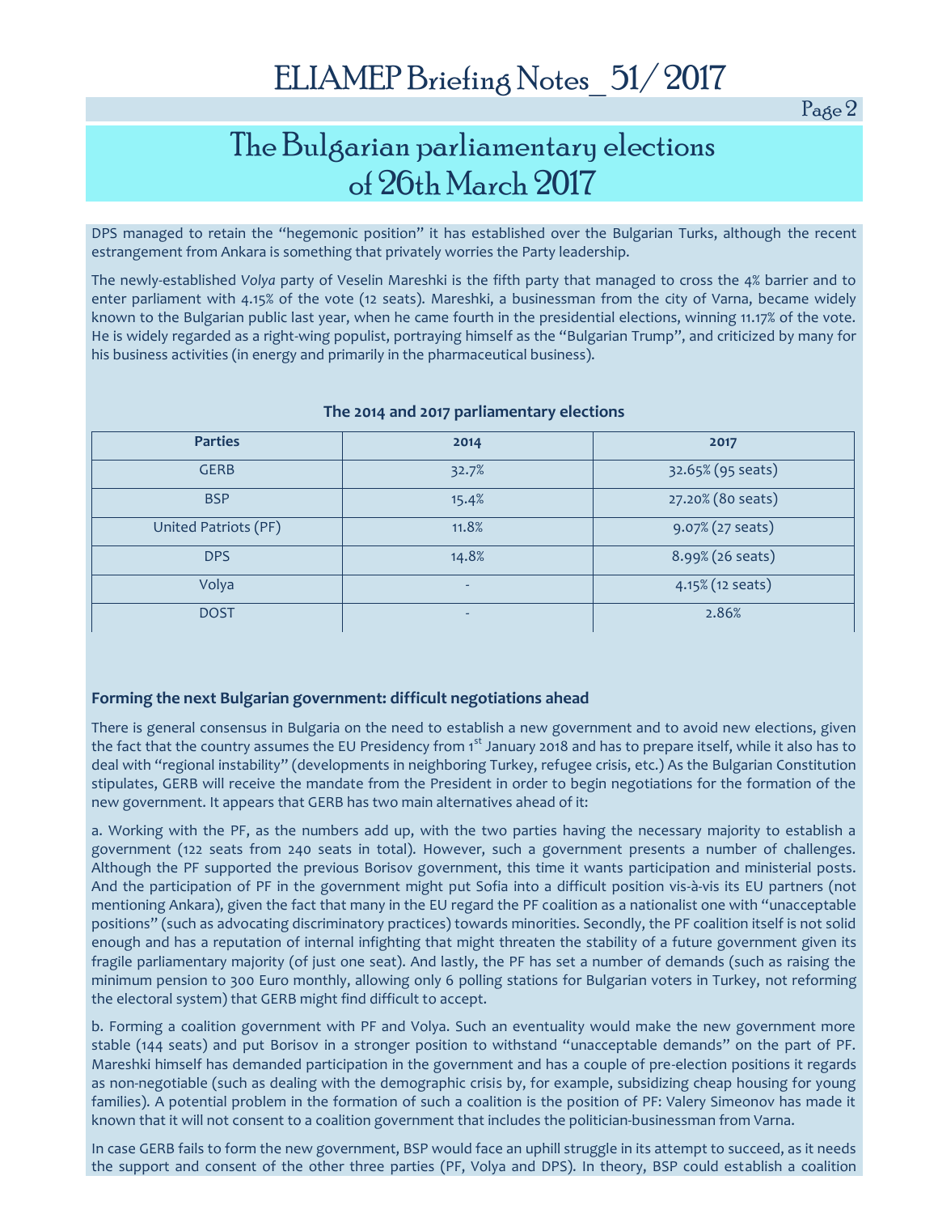DPS managed to retain the "hegemonic position" it has established over the Bulgarian Turks, although the recent estrangement from Ankara is something that privately worries the Party leadership.

The newly-established *Volya* party of Veselin Mareshki is the fifth party that managed to cross the 4% barrier and to enter parliament with 4.15% of the vote (12 seats). Mareshki, a businessman from the city of Varna, became widely known to the Bulgarian public last year, when he came fourth in the presidential elections, winning 11.17% of the vote. He is widely regarded as a right-wing populist, portraying himself as the "Bulgarian Trump", and criticized by many for his business activities (in energy and primarily in the pharmaceutical business).

**The 2014 and 2017 parliamentary elections**

| Parties | 2014 | 2017 |
|---|---|---|
| GERB | 32.7% | 32.65% (95 seats) |
| BSP | 15.4% | 27.20% (80 seats) |
| United Patriots (PF) | 11.8% | 9.07% (27 seats) |
| DPS | 14.8% | 8.99% (26 seats) |
| Volya | - | 4.15% (12 seats) |
| DOST | - | 2.86% |

### Forming the next Bulgarian government: difficult negotiations ahead

There is general consensus in Bulgaria on the need to establish a new government and to avoid new elections, given the fact that the country assumes the EU Presidency from 1st January 2018 and has to prepare itself, while it also has to deal with "regional instability" (developments in neighboring Turkey, refugee crisis, etc.) As the Bulgarian Constitution stipulates, GERB will receive the mandate from the President in order to begin negotiations for the formation of the new government. It appears that GERB has two main alternatives ahead of it:

a. Working with the PF, as the numbers add up, with the two parties having the necessary majority to establish a government (122 seats from 240 seats in total). However, such a government presents a number of challenges. Although the PF supported the previous Borisov government, this time it wants participation and ministerial posts. And the participation of PF in the government might put Sofia into a difficult position vis-à-vis its EU partners (not mentioning Ankara), given the fact that many in the EU regard the PF coalition as a nationalist one with "unacceptable positions" (such as advocating discriminatory practices) towards minorities. Secondly, the PF coalition itself is not solid enough and has a reputation of internal infighting that might threaten the stability of a future government given its fragile parliamentary majority (of just one seat). And lastly, the PF has set a number of demands (such as raising the minimum pension to 300 Euro monthly, allowing only 6 polling stations for Bulgarian voters in Turkey, not reforming the electoral system) that GERB might find difficult to accept.

b. Forming a coalition government with PF and Volya. Such an eventuality would make the new government more stable (144 seats) and put Borisov in a stronger position to withstand "unacceptable demands" on the part of PF. Mareshki himself has demanded participation in the government and has a couple of pre-election positions it regards as non-negotiable (such as dealing with the demographic crisis by, for example, subsidizing cheap housing for young families). A potential problem in the formation of such a coalition is the position of PF: Valery Simeonov has made it known that it will not consent to a coalition government that includes the politician-businessman from Varna.

In case GERB fails to form the new government, BSP would face an uphill struggle in its attempt to succeed, as it needs the support and consent of the other three parties (PF, Volya and DPS). In theory, BSP could establish a coalition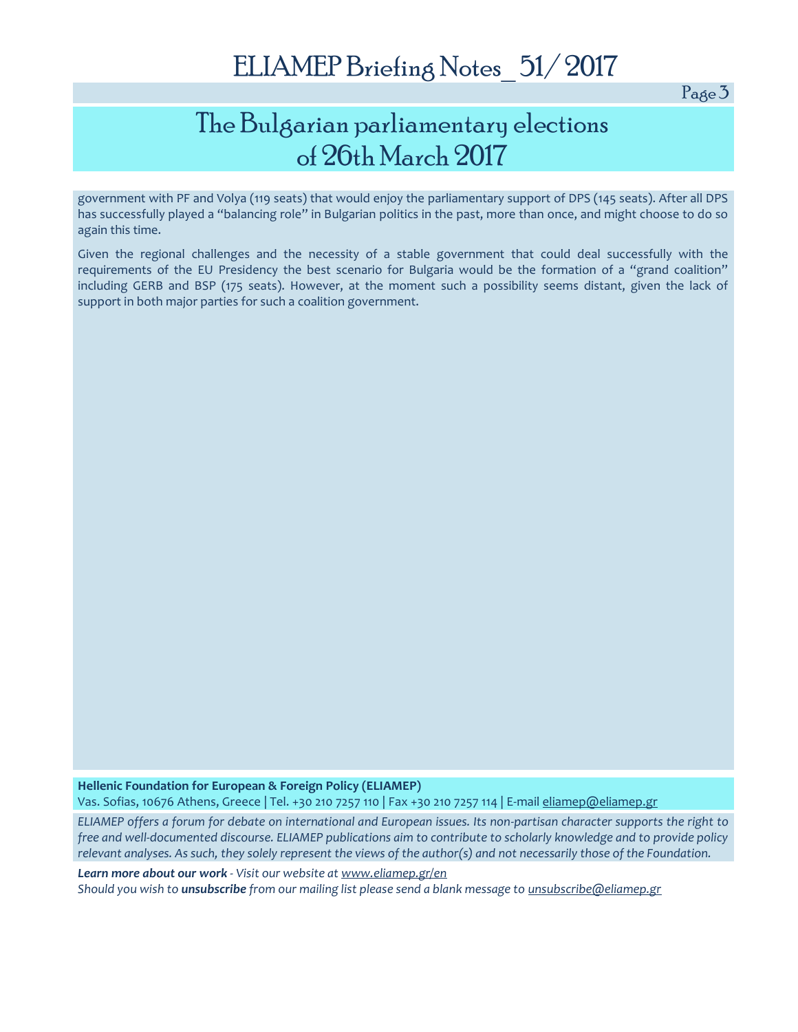government with PF and Volya (119 seats) that would enjoy the parliamentary support of DPS (145 seats). After all DPS has successfully played a "balancing role" in Bulgarian politics in the past, more than once, and might choose to do so again this time.

Given the regional challenges and the necessity of a stable government that could deal successfully with the requirements of the EU Presidency the best scenario for Bulgaria would be the formation of a "grand coalition" including GERB and BSP (175 seats). However, at the moment such a possibility seems distant, given the lack of support in both major parties for such a coalition government.

**Hellenic Foundation for European & Foreign Policy (ELIAMEP)**
Vas. Sofias, 10676 Athens, Greece | Tel. +30 210 7257 110 | Fax +30 210 7257 114 | E-mail eliamep@eliamep.gr

*ELIAMEP offers a forum for debate on international and European issues. Its non-partisan character supports the right to free and well-documented discourse. ELIAMEP publications aim to contribute to scholarly knowledge and to provide policy relevant analyses. As such, they solely represent the views of the author(s) and not necessarily those of the Foundation.*

***Learn more about our work** - Visit our website at www.eliamep.gr/en*
*Should you wish to **unsubscribe** from our mailing list please send a blank message to unsubscribe@eliamep.gr*